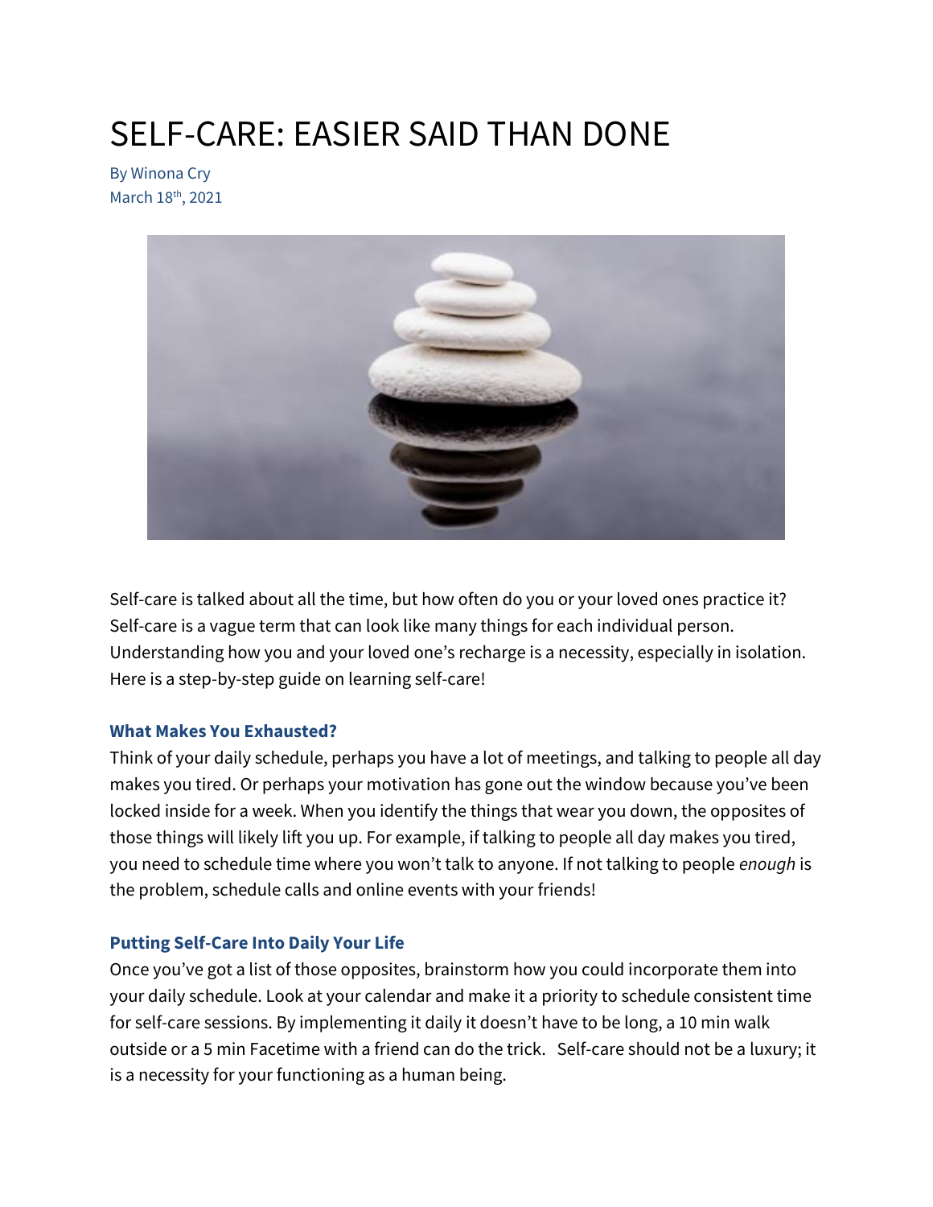# SELF-CARE: EASIER SAID THAN DONE

By Winona Cry
March 18th, 2021

Self-care is talked about all the time, but how often do you or your loved ones practice it? Self-care is a vague term that can look like many things for each individual person. Understanding how you and your loved one's recharge is a necessity, especially in isolation. Here is a step-by-step guide on learning self-care!

### What Makes You Exhausted?

Think of your daily schedule, perhaps you have a lot of meetings, and talking to people all day makes you tired. Or perhaps your motivation has gone out the window because you've been locked inside for a week. When you identify the things that wear you down, the opposites of those things will likely lift you up. For example, if talking to people all day makes you tired, you need to schedule time where you won't talk to anyone. If not talking to people *enough* is the problem, schedule calls and online events with your friends!

### Putting Self-Care Into Daily Your Life

Once you've got a list of those opposites, brainstorm how you could incorporate them into your daily schedule. Look at your calendar and make it a priority to schedule consistent time for self-care sessions. By implementing it daily it doesn't have to be long, a 10 min walk outside or a 5 min Facetime with a friend can do the trick. Self-care should not be a luxury; it is a necessity for your functioning as a human being.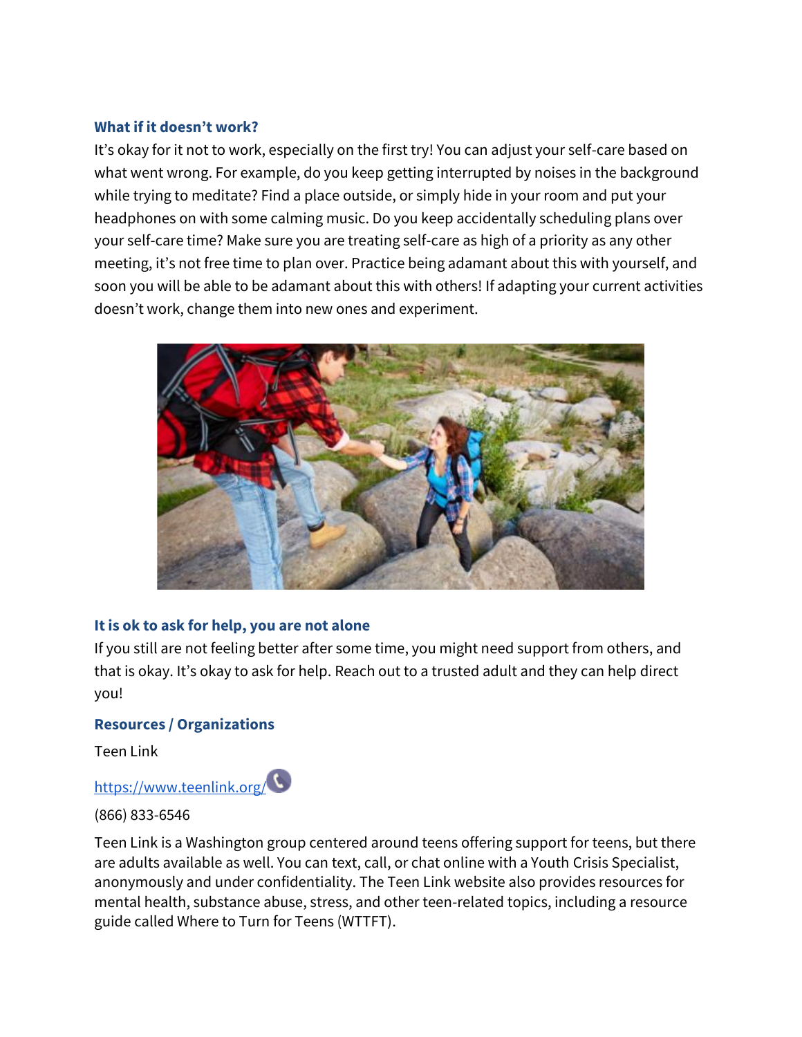### What if it doesn't work?

It's okay for it not to work, especially on the first try! You can adjust your self-care based on what went wrong. For example, do you keep getting interrupted by noises in the background while trying to meditate? Find a place outside, or simply hide in your room and put your headphones on with some calming music. Do you keep accidentally scheduling plans over your self-care time? Make sure you are treating self-care as high of a priority as any other meeting, it's not free time to plan over. Practice being adamant about this with yourself, and soon you will be able to be adamant about this with others! If adapting your current activities doesn't work, change them into new ones and experiment.

### It is ok to ask for help, you are not alone

If you still are not feeling better after some time, you might need support from others, and that is okay. It's okay to ask for help. Reach out to a trusted adult and they can help direct you!

### Resources / Organizations

Teen Link

https://www.teenlink.org/

(866) 833-6546

Teen Link is a Washington group centered around teens offering support for teens, but there are adults available as well. You can text, call, or chat online with a Youth Crisis Specialist, anonymously and under confidentiality. The Teen Link website also provides resources for mental health, substance abuse, stress, and other teen-related topics, including a resource guide called Where to Turn for Teens (WTTFT).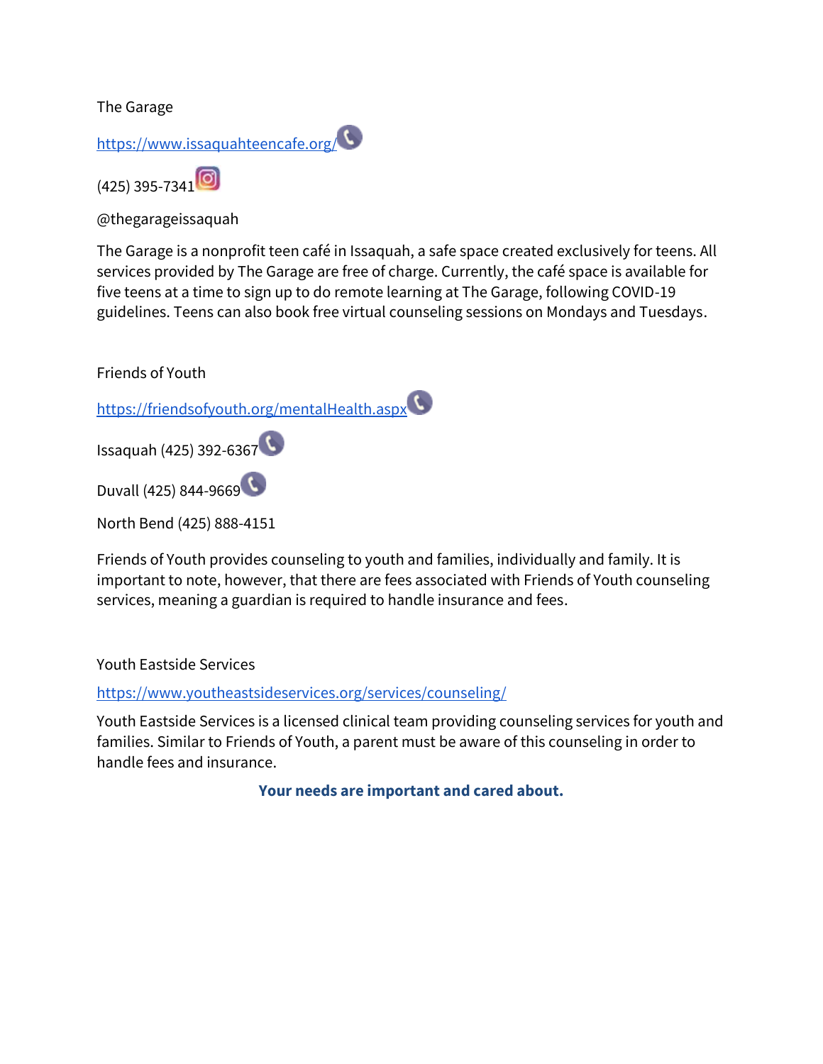The Garage

https://www.issaquahteencafe.org/

(425) 395-7341

@thegarageissaquah

The Garage is a nonprofit teen café in Issaquah, a safe space created exclusively for teens. All services provided by The Garage are free of charge. Currently, the café space is available for five teens at a time to sign up to do remote learning at The Garage, following COVID-19 guidelines. Teens can also book free virtual counseling sessions on Mondays and Tuesdays.

Friends of Youth

https://friendsofyouth.org/mentalHealth.aspx

Issaquah (425) 392-6367

Duvall (425) 844-9669

North Bend (425) 888-4151

Friends of Youth provides counseling to youth and families, individually and family. It is important to note, however, that there are fees associated with Friends of Youth counseling services, meaning a guardian is required to handle insurance and fees.

Youth Eastside Services

https://www.youtheastsideservices.org/services/counseling/

Youth Eastside Services is a licensed clinical team providing counseling services for youth and families. Similar to Friends of Youth, a parent must be aware of this counseling in order to handle fees and insurance.

**Your needs are important and cared about.**